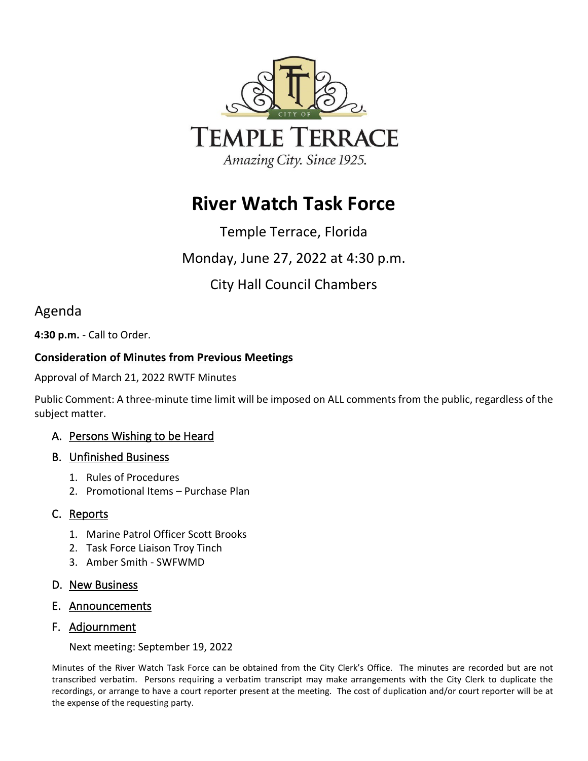CITY OF

TEMPLE TERRACE

*Amazing City. Since 1925.*

# River Watch Task Force

Temple Terrace, Florida

Monday, June 27, 2022 at 4:30 p.m.

City Hall Council Chambers

## Agenda

**4:30 p.m.** - Call to Order.

**Consideration of Minutes from Previous Meetings**

Approval of March 21, 2022 RWTF Minutes

Public Comment: A three-minute time limit will be imposed on ALL comments from the public, regardless of the subject matter.

A. Persons Wishing to be Heard

B. Unfinished Business

1. Rules of Procedures
2. Promotional Items – Purchase Plan

C. Reports

1. Marine Patrol Officer Scott Brooks
2. Task Force Liaison Troy Tinch
3. Amber Smith - SWFWMD

D. New Business

E. Announcements

F. Adjournment

Next meeting: September 19, 2022

Minutes of the River Watch Task Force can be obtained from the City Clerk's Office. The minutes are recorded but are not transcribed verbatim. Persons requiring a verbatim transcript may make arrangements with the City Clerk to duplicate the recordings, or arrange to have a court reporter present at the meeting. The cost of duplication and/or court reporter will be at the expense of the requesting party.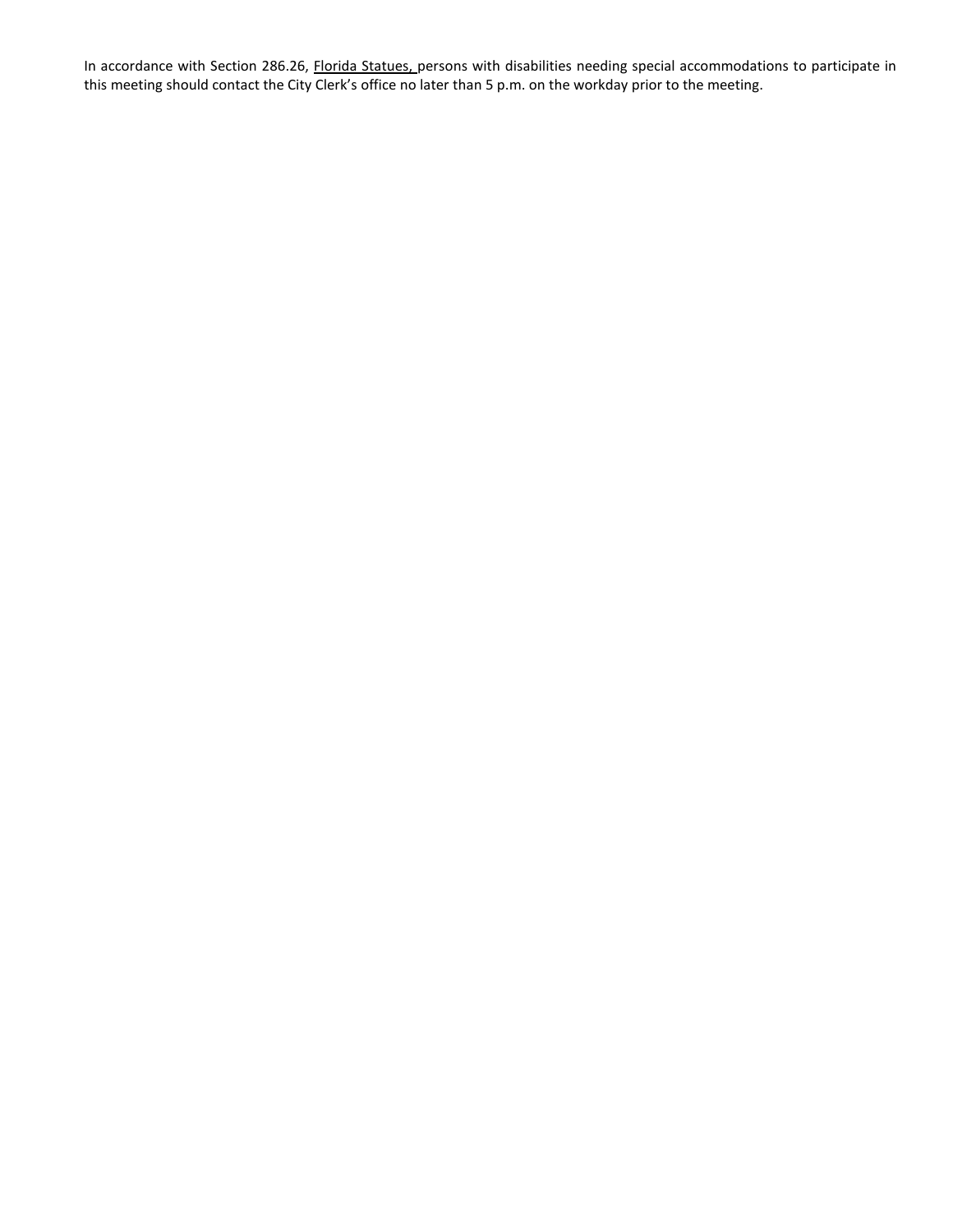In accordance with Section 286.26, Florida Statues, persons with disabilities needing special accommodations to participate in this meeting should contact the City Clerk's office no later than 5 p.m. on the workday prior to the meeting.